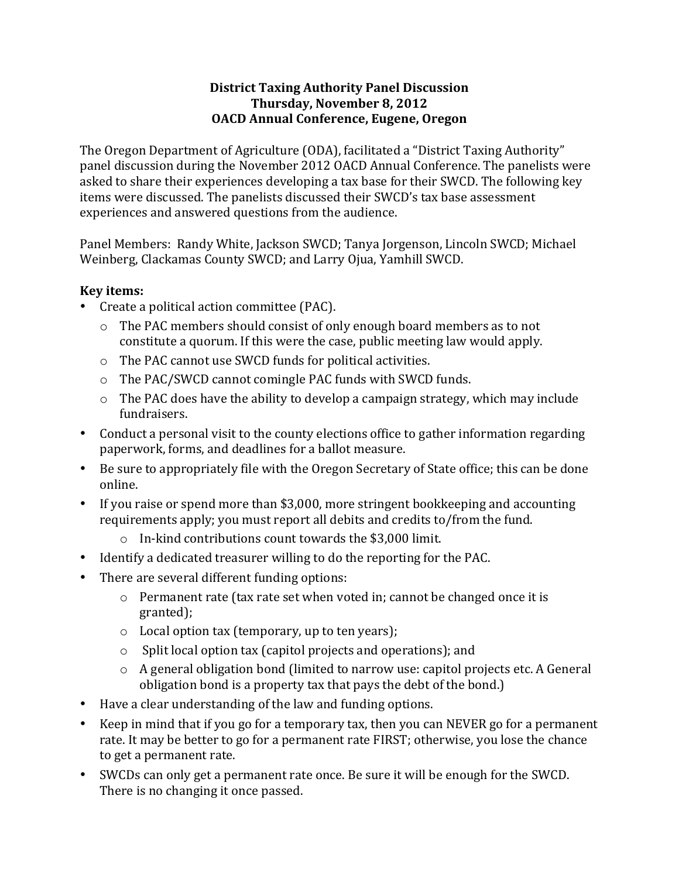**District Taxing Authority Panel Discussion**
**Thursday, November 8, 2012**
**OACD Annual Conference, Eugene, Oregon**

The Oregon Department of Agriculture (ODA), facilitated a "District Taxing Authority" panel discussion during the November 2012 OACD Annual Conference. The panelists were asked to share their experiences developing a tax base for their SWCD. The following key items were discussed. The panelists discussed their SWCD's tax base assessment experiences and answered questions from the audience.

Panel Members: Randy White, Jackson SWCD; Tanya Jorgenson, Lincoln SWCD; Michael Weinberg, Clackamas County SWCD; and Larry Ojua, Yamhill SWCD.

**Key items:**

- Create a political action committee (PAC).
  - The PAC members should consist of only enough board members as to not constitute a quorum. If this were the case, public meeting law would apply.
  - The PAC cannot use SWCD funds for political activities.
  - The PAC/SWCD cannot comingle PAC funds with SWCD funds.
  - The PAC does have the ability to develop a campaign strategy, which may include fundraisers.
- Conduct a personal visit to the county elections office to gather information regarding paperwork, forms, and deadlines for a ballot measure.
- Be sure to appropriately file with the Oregon Secretary of State office; this can be done online.
- If you raise or spend more than $3,000, more stringent bookkeeping and accounting requirements apply; you must report all debits and credits to/from the fund.
  - In-kind contributions count towards the $3,000 limit.
- Identify a dedicated treasurer willing to do the reporting for the PAC.
- There are several different funding options:
  - Permanent rate (tax rate set when voted in; cannot be changed once it is granted);
  - Local option tax (temporary, up to ten years);
  - Split local option tax (capitol projects and operations); and
  - A general obligation bond (limited to narrow use: capitol projects etc. A General obligation bond is a property tax that pays the debt of the bond.)
- Have a clear understanding of the law and funding options.
- Keep in mind that if you go for a temporary tax, then you can NEVER go for a permanent rate. It may be better to go for a permanent rate FIRST; otherwise, you lose the chance to get a permanent rate.
- SWCDs can only get a permanent rate once. Be sure it will be enough for the SWCD. There is no changing it once passed.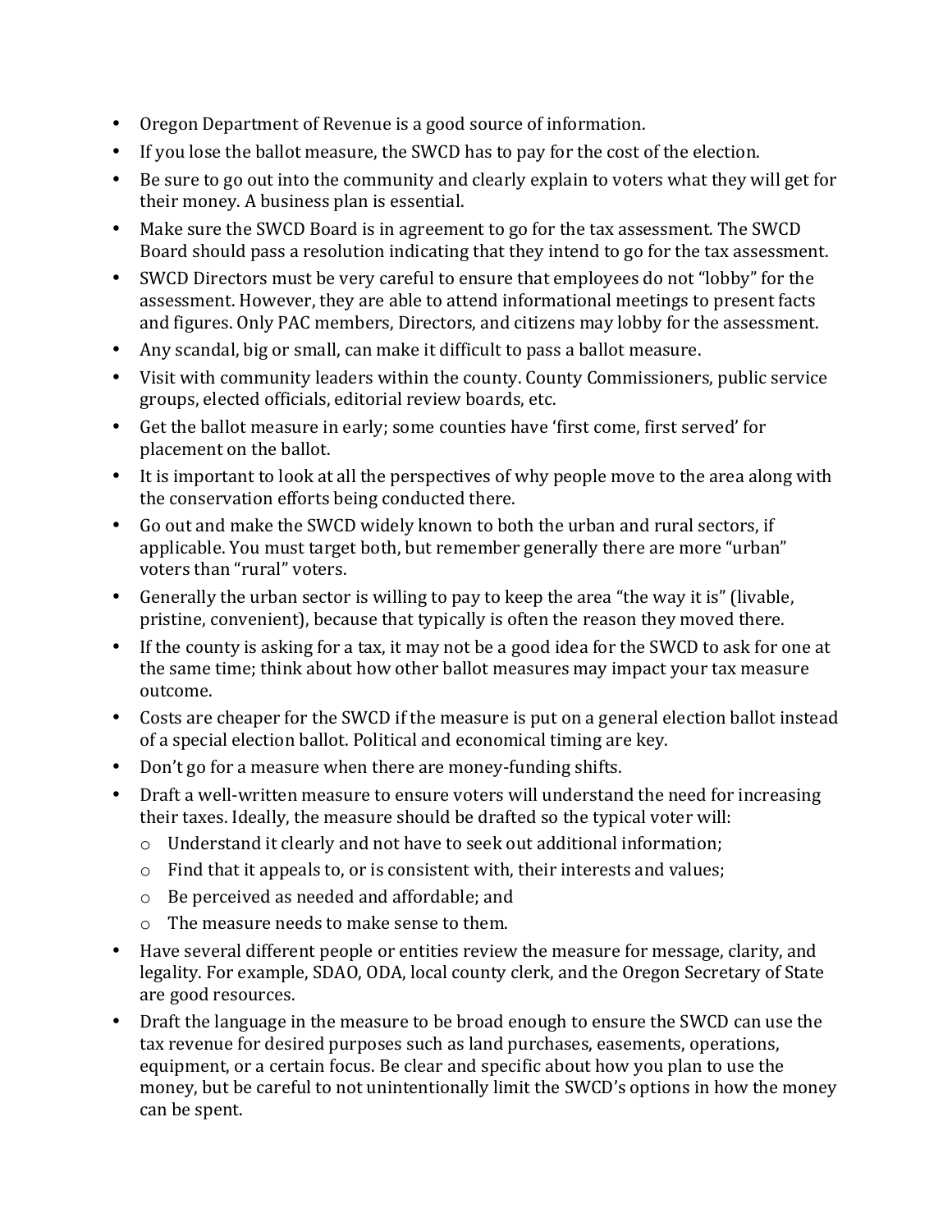- Oregon Department of Revenue is a good source of information.
- If you lose the ballot measure, the SWCD has to pay for the cost of the election.
- Be sure to go out into the community and clearly explain to voters what they will get for their money. A business plan is essential.
- Make sure the SWCD Board is in agreement to go for the tax assessment. The SWCD Board should pass a resolution indicating that they intend to go for the tax assessment.
- SWCD Directors must be very careful to ensure that employees do not "lobby" for the assessment. However, they are able to attend informational meetings to present facts and figures. Only PAC members, Directors, and citizens may lobby for the assessment.
- Any scandal, big or small, can make it difficult to pass a ballot measure.
- Visit with community leaders within the county. County Commissioners, public service groups, elected officials, editorial review boards, etc.
- Get the ballot measure in early; some counties have 'first come, first served' for placement on the ballot.
- It is important to look at all the perspectives of why people move to the area along with the conservation efforts being conducted there.
- Go out and make the SWCD widely known to both the urban and rural sectors, if applicable. You must target both, but remember generally there are more "urban" voters than "rural" voters.
- Generally the urban sector is willing to pay to keep the area "the way it is" (livable, pristine, convenient), because that typically is often the reason they moved there.
- If the county is asking for a tax, it may not be a good idea for the SWCD to ask for one at the same time; think about how other ballot measures may impact your tax measure outcome.
- Costs are cheaper for the SWCD if the measure is put on a general election ballot instead of a special election ballot. Political and economical timing are key.
- Don't go for a measure when there are money-funding shifts.
- Draft a well-written measure to ensure voters will understand the need for increasing their taxes. Ideally, the measure should be drafted so the typical voter will:
  - Understand it clearly and not have to seek out additional information;
  - Find that it appeals to, or is consistent with, their interests and values;
  - Be perceived as needed and affordable; and
  - The measure needs to make sense to them.
- Have several different people or entities review the measure for message, clarity, and legality. For example, SDAO, ODA, local county clerk, and the Oregon Secretary of State are good resources.
- Draft the language in the measure to be broad enough to ensure the SWCD can use the tax revenue for desired purposes such as land purchases, easements, operations, equipment, or a certain focus. Be clear and specific about how you plan to use the money, but be careful to not unintentionally limit the SWCD's options in how the money can be spent.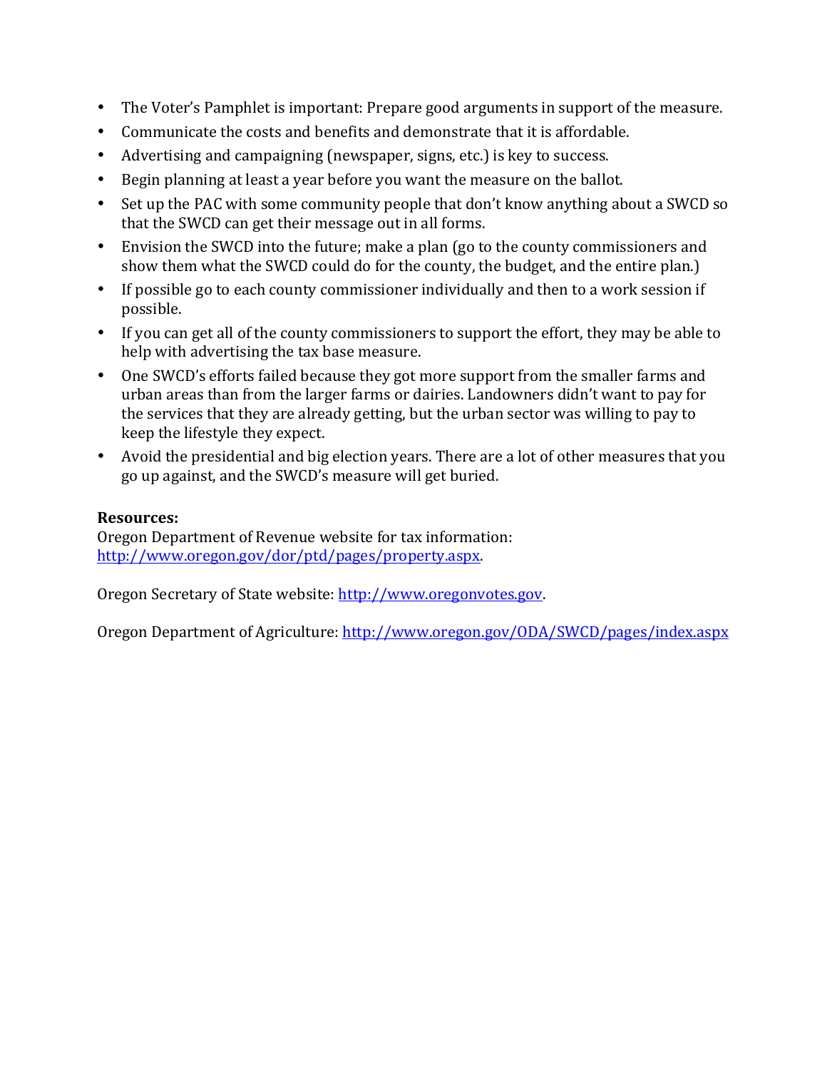- The Voter's Pamphlet is important: Prepare good arguments in support of the measure.
- Communicate the costs and benefits and demonstrate that it is affordable.
- Advertising and campaigning (newspaper, signs, etc.) is key to success.
- Begin planning at least a year before you want the measure on the ballot.
- Set up the PAC with some community people that don't know anything about a SWCD so that the SWCD can get their message out in all forms.
- Envision the SWCD into the future; make a plan (go to the county commissioners and show them what the SWCD could do for the county, the budget, and the entire plan.)
- If possible go to each county commissioner individually and then to a work session if possible.
- If you can get all of the county commissioners to support the effort, they may be able to help with advertising the tax base measure.
- One SWCD's efforts failed because they got more support from the smaller farms and urban areas than from the larger farms or dairies. Landowners didn't want to pay for the services that they are already getting, but the urban sector was willing to pay to keep the lifestyle they expect.
- Avoid the presidential and big election years. There are a lot of other measures that you go up against, and the SWCD's measure will get buried.

**Resources:**

Oregon Department of Revenue website for tax information: http://www.oregon.gov/dor/ptd/pages/property.aspx.

Oregon Secretary of State website: http://www.oregonvotes.gov.

Oregon Department of Agriculture: http://www.oregon.gov/ODA/SWCD/pages/index.aspx